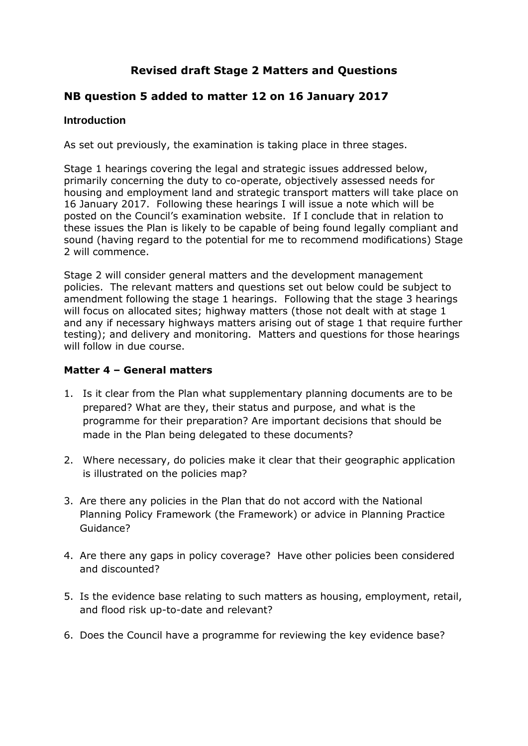# Revised draft Stage 2 Matters and Questions

## NB question 5 added to matter 12 on 16 January 2017

### Introduction

As set out previously, the examination is taking place in three stages.

Stage 1 hearings covering the legal and strategic issues addressed below, primarily concerning the duty to co-operate, objectively assessed needs for housing and employment land and strategic transport matters will take place on 16 January 2017. Following these hearings I will issue a note which will be posted on the Council's examination website. If I conclude that in relation to these issues the Plan is likely to be capable of being found legally compliant and sound (having regard to the potential for me to recommend modifications) Stage 2 will commence.

Stage 2 will consider general matters and the development management policies. The relevant matters and questions set out below could be subject to amendment following the stage 1 hearings. Following that the stage 3 hearings will focus on allocated sites; highway matters (those not dealt with at stage 1 and any if necessary highways matters arising out of stage 1 that require further testing); and delivery and monitoring. Matters and questions for those hearings will follow in due course.

### Matter 4 – General matters

1. Is it clear from the Plan what supplementary planning documents are to be prepared? What are they, their status and purpose, and what is the programme for their preparation? Are important decisions that should be made in the Plan being delegated to these documents?

2. Where necessary, do policies make it clear that their geographic application is illustrated on the policies map?

3. Are there any policies in the Plan that do not accord with the National Planning Policy Framework (the Framework) or advice in Planning Practice Guidance?

4. Are there any gaps in policy coverage? Have other policies been considered and discounted?

5. Is the evidence base relating to such matters as housing, employment, retail, and flood risk up-to-date and relevant?

6. Does the Council have a programme for reviewing the key evidence base?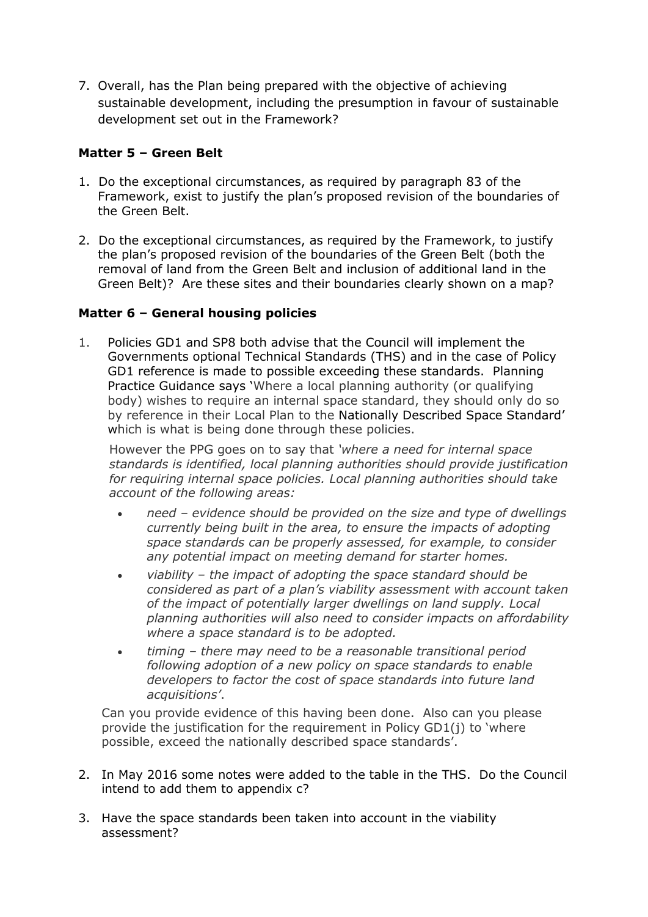7. Overall, has the Plan being prepared with the objective of achieving sustainable development, including the presumption in favour of sustainable development set out in the Framework?

**Matter 5 – Green Belt**

1. Do the exceptional circumstances, as required by paragraph 83 of the Framework, exist to justify the plan's proposed revision of the boundaries of the Green Belt.

2. Do the exceptional circumstances, as required by the Framework, to justify the plan's proposed revision of the boundaries of the Green Belt (both the removal of land from the Green Belt and inclusion of additional land in the Green Belt)? Are these sites and their boundaries clearly shown on a map?

**Matter 6 – General housing policies**

1. Policies GD1 and SP8 both advise that the Council will implement the Governments optional Technical Standards (THS) and in the case of Policy GD1 reference is made to possible exceeding these standards. Planning Practice Guidance says 'Where a local planning authority (or qualifying body) wishes to require an internal space standard, they should only do so by reference in their Local Plan to the Nationally Described Space Standard' which is what is being done through these policies.

   However the PPG goes on to say that *'where a need for internal space standards is identified, local planning authorities should provide justification for requiring internal space policies. Local planning authorities should take account of the following areas:*

   - *need – evidence should be provided on the size and type of dwellings currently being built in the area, to ensure the impacts of adopting space standards can be properly assessed, for example, to consider any potential impact on meeting demand for starter homes.*
   - *viability – the impact of adopting the space standard should be considered as part of a plan's viability assessment with account taken of the impact of potentially larger dwellings on land supply. Local planning authorities will also need to consider impacts on affordability where a space standard is to be adopted.*
   - *timing – there may need to be a reasonable transitional period following adoption of a new policy on space standards to enable developers to factor the cost of space standards into future land acquisitions'*.

   Can you provide evidence of this having been done. Also can you please provide the justification for the requirement in Policy GD1(j) to 'where possible, exceed the nationally described space standards'.

2. In May 2016 some notes were added to the table in the THS. Do the Council intend to add them to appendix c?

3. Have the space standards been taken into account in the viability assessment?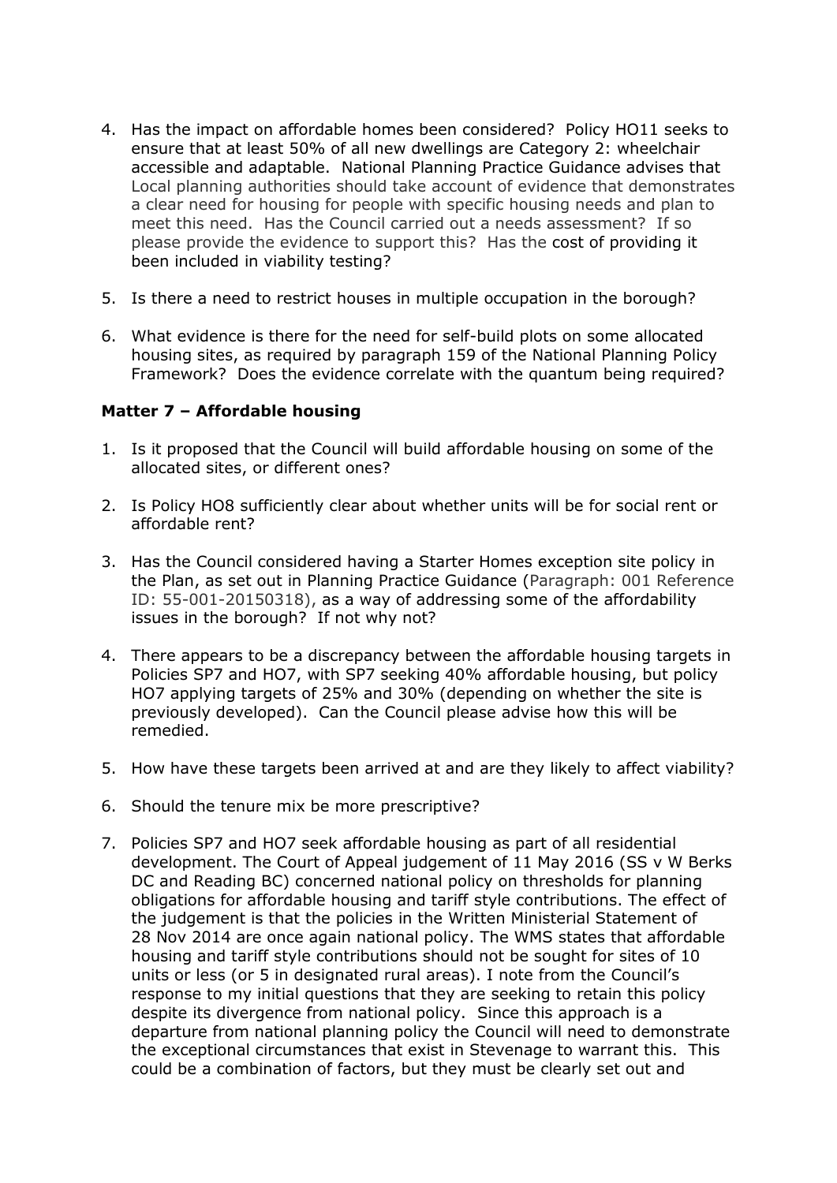4. Has the impact on affordable homes been considered? Policy HO11 seeks to ensure that at least 50% of all new dwellings are Category 2: wheelchair accessible and adaptable. National Planning Practice Guidance advises that Local planning authorities should take account of evidence that demonstrates a clear need for housing for people with specific housing needs and plan to meet this need. Has the Council carried out a needs assessment? If so please provide the evidence to support this? Has the cost of providing it been included in viability testing?

5. Is there a need to restrict houses in multiple occupation in the borough?

6. What evidence is there for the need for self-build plots on some allocated housing sites, as required by paragraph 159 of the National Planning Policy Framework? Does the evidence correlate with the quantum being required?

**Matter 7 – Affordable housing**

1. Is it proposed that the Council will build affordable housing on some of the allocated sites, or different ones?

2. Is Policy HO8 sufficiently clear about whether units will be for social rent or affordable rent?

3. Has the Council considered having a Starter Homes exception site policy in the Plan, as set out in Planning Practice Guidance (Paragraph: 001 Reference ID: 55-001-20150318), as a way of addressing some of the affordability issues in the borough? If not why not?

4. There appears to be a discrepancy between the affordable housing targets in Policies SP7 and HO7, with SP7 seeking 40% affordable housing, but policy HO7 applying targets of 25% and 30% (depending on whether the site is previously developed). Can the Council please advise how this will be remedied.

5. How have these targets been arrived at and are they likely to affect viability?

6. Should the tenure mix be more prescriptive?

7. Policies SP7 and HO7 seek affordable housing as part of all residential development. The Court of Appeal judgement of 11 May 2016 (SS v W Berks DC and Reading BC) concerned national policy on thresholds for planning obligations for affordable housing and tariff style contributions. The effect of the judgement is that the policies in the Written Ministerial Statement of 28 Nov 2014 are once again national policy. The WMS states that affordable housing and tariff style contributions should not be sought for sites of 10 units or less (or 5 in designated rural areas). I note from the Council's response to my initial questions that they are seeking to retain this policy despite its divergence from national policy. Since this approach is a departure from national planning policy the Council will need to demonstrate the exceptional circumstances that exist in Stevenage to warrant this. This could be a combination of factors, but they must be clearly set out and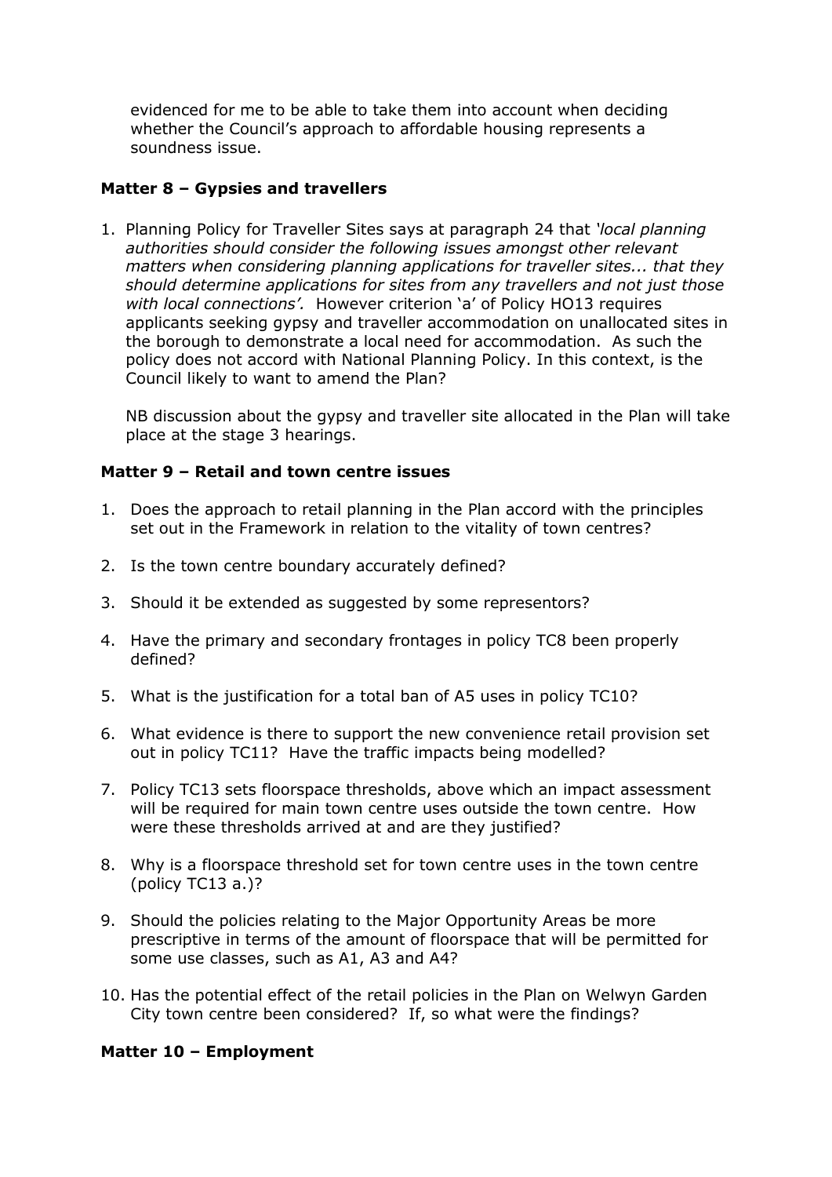evidenced for me to be able to take them into account when deciding whether the Council's approach to affordable housing represents a soundness issue.

**Matter 8 – Gypsies and travellers**

1. Planning Policy for Traveller Sites says at paragraph 24 that *'local planning authorities should consider the following issues amongst other relevant matters when considering planning applications for traveller sites... that they should determine applications for sites from any travellers and not just those with local connections'.* However criterion 'a' of Policy HO13 requires applicants seeking gypsy and traveller accommodation on unallocated sites in the borough to demonstrate a local need for accommodation. As such the policy does not accord with National Planning Policy. In this context, is the Council likely to want to amend the Plan?

   NB discussion about the gypsy and traveller site allocated in the Plan will take place at the stage 3 hearings.

**Matter 9 – Retail and town centre issues**

1. Does the approach to retail planning in the Plan accord with the principles set out in the Framework in relation to the vitality of town centres?
2. Is the town centre boundary accurately defined?
3. Should it be extended as suggested by some representors?
4. Have the primary and secondary frontages in policy TC8 been properly defined?
5. What is the justification for a total ban of A5 uses in policy TC10?
6. What evidence is there to support the new convenience retail provision set out in policy TC11? Have the traffic impacts being modelled?
7. Policy TC13 sets floorspace thresholds, above which an impact assessment will be required for main town centre uses outside the town centre. How were these thresholds arrived at and are they justified?
8. Why is a floorspace threshold set for town centre uses in the town centre (policy TC13 a.)?
9. Should the policies relating to the Major Opportunity Areas be more prescriptive in terms of the amount of floorspace that will be permitted for some use classes, such as A1, A3 and A4?
10. Has the potential effect of the retail policies in the Plan on Welwyn Garden City town centre been considered? If, so what were the findings?

**Matter 10 – Employment**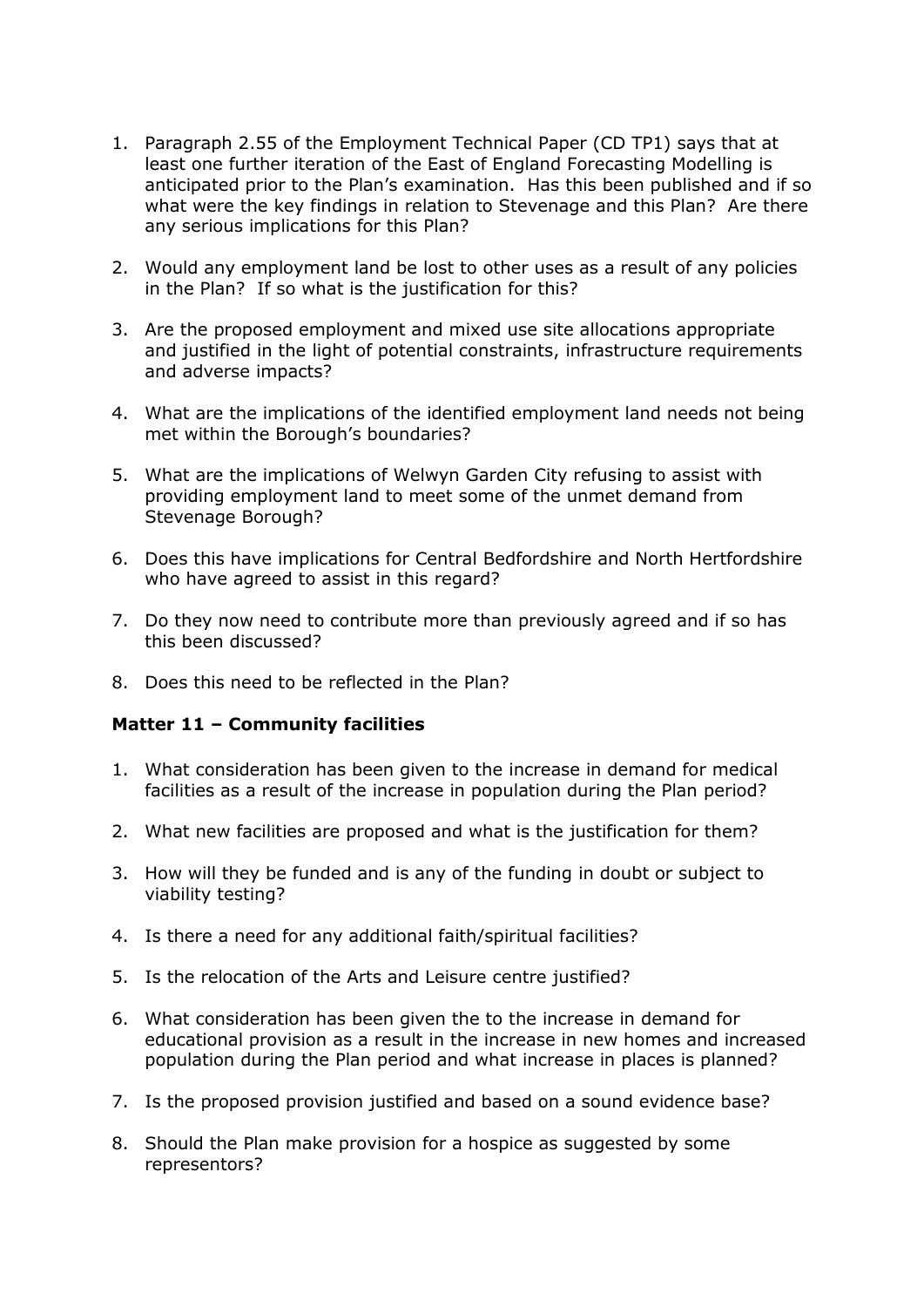1. Paragraph 2.55 of the Employment Technical Paper (CD TP1) says that at least one further iteration of the East of England Forecasting Modelling is anticipated prior to the Plan's examination. Has this been published and if so what were the key findings in relation to Stevenage and this Plan? Are there any serious implications for this Plan?

2. Would any employment land be lost to other uses as a result of any policies in the Plan? If so what is the justification for this?

3. Are the proposed employment and mixed use site allocations appropriate and justified in the light of potential constraints, infrastructure requirements and adverse impacts?

4. What are the implications of the identified employment land needs not being met within the Borough's boundaries?

5. What are the implications of Welwyn Garden City refusing to assist with providing employment land to meet some of the unmet demand from Stevenage Borough?

6. Does this have implications for Central Bedfordshire and North Hertfordshire who have agreed to assist in this regard?

7. Do they now need to contribute more than previously agreed and if so has this been discussed?

8. Does this need to be reflected in the Plan?

**Matter 11 – Community facilities**

1. What consideration has been given to the increase in demand for medical facilities as a result of the increase in population during the Plan period?

2. What new facilities are proposed and what is the justification for them?

3. How will they be funded and is any of the funding in doubt or subject to viability testing?

4. Is there a need for any additional faith/spiritual facilities?

5. Is the relocation of the Arts and Leisure centre justified?

6. What consideration has been given the to the increase in demand for educational provision as a result in the increase in new homes and increased population during the Plan period and what increase in places is planned?

7. Is the proposed provision justified and based on a sound evidence base?

8. Should the Plan make provision for a hospice as suggested by some representors?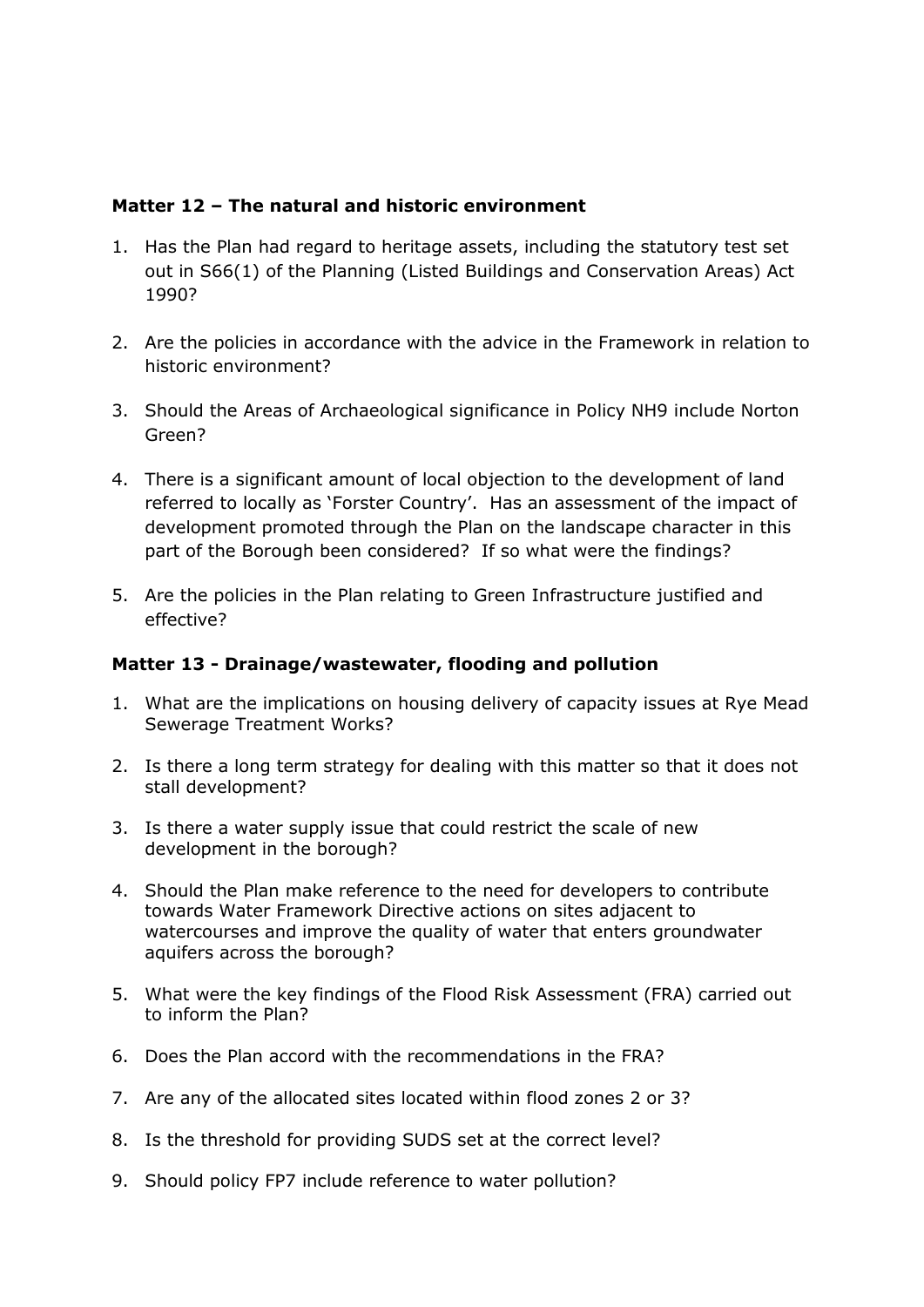**Matter 12 – The natural and historic environment**

1. Has the Plan had regard to heritage assets, including the statutory test set out in S66(1) of the Planning (Listed Buildings and Conservation Areas) Act 1990?

2. Are the policies in accordance with the advice in the Framework in relation to historic environment?

3. Should the Areas of Archaeological significance in Policy NH9 include Norton Green?

4. There is a significant amount of local objection to the development of land referred to locally as 'Forster Country'. Has an assessment of the impact of development promoted through the Plan on the landscape character in this part of the Borough been considered? If so what were the findings?

5. Are the policies in the Plan relating to Green Infrastructure justified and effective?

**Matter 13 - Drainage/wastewater, flooding and pollution**

1. What are the implications on housing delivery of capacity issues at Rye Mead Sewerage Treatment Works?

2. Is there a long term strategy for dealing with this matter so that it does not stall development?

3. Is there a water supply issue that could restrict the scale of new development in the borough?

4. Should the Plan make reference to the need for developers to contribute towards Water Framework Directive actions on sites adjacent to watercourses and improve the quality of water that enters groundwater aquifers across the borough?

5. What were the key findings of the Flood Risk Assessment (FRA) carried out to inform the Plan?

6. Does the Plan accord with the recommendations in the FRA?

7. Are any of the allocated sites located within flood zones 2 or 3?

8. Is the threshold for providing SUDS set at the correct level?

9. Should policy FP7 include reference to water pollution?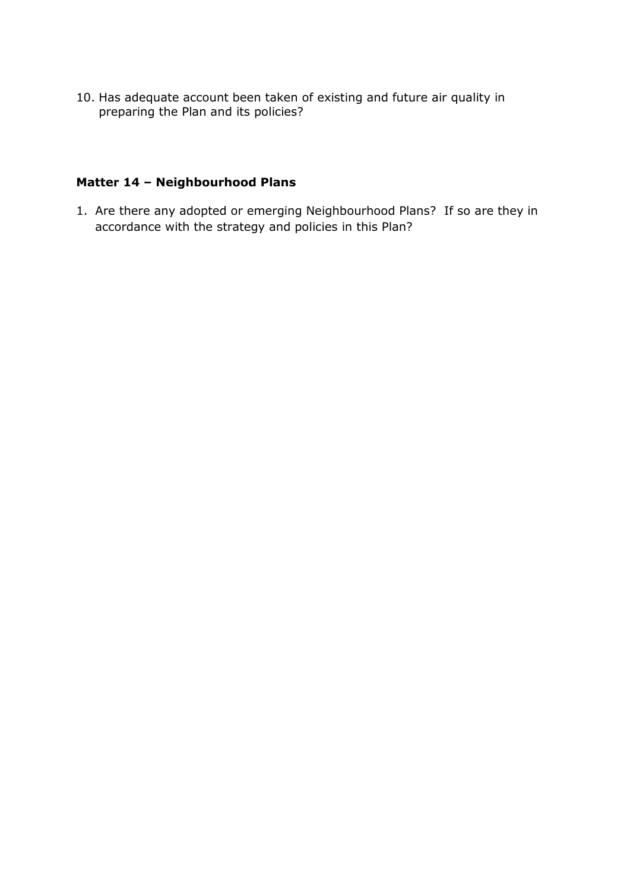10. Has adequate account been taken of existing and future air quality in preparing the Plan and its policies?

## Matter 14 – Neighbourhood Plans

1. Are there any adopted or emerging Neighbourhood Plans? If so are they in accordance with the strategy and policies in this Plan?